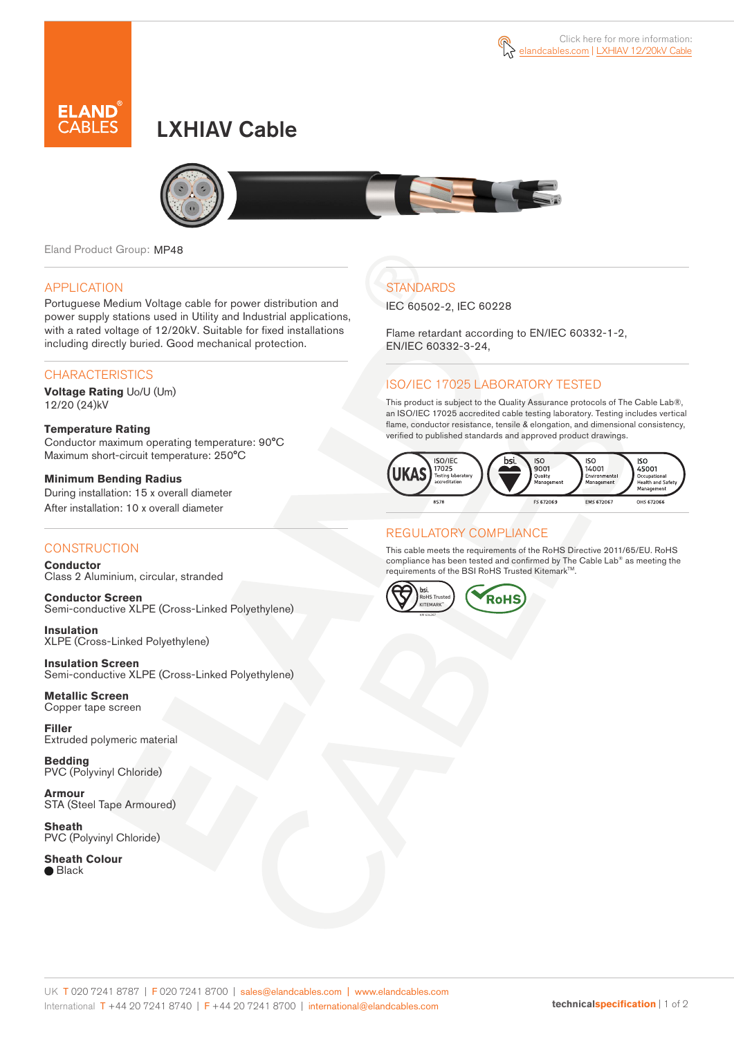Click here for more information: elandcables.com | LXHIAV 12/20kV Cable

# LXHIAV Cable

Eland Product Group: MP48

## APPLICATION

Portuguese Medium Voltage cable for power distribution and power supply stations used in Utility and Industrial applications, with a rated voltage of 12/20kV. Suitable for fixed installations including directly buried. Good mechanical protection.

## CHARACTERISTICS

**Voltage Rating** Uo/U (Um)
12/20 (24)kV

**Temperature Rating**
Conductor maximum operating temperature: 90°C
Maximum short-circuit temperature: 250°C

**Minimum Bending Radius**
During installation: 15 x overall diameter
After installation: 10 x overall diameter

## CONSTRUCTION

**Conductor**
Class 2 Aluminium, circular, stranded

**Conductor Screen**
Semi-conductive XLPE (Cross-Linked Polyethylene)

**Insulation**
XLPE (Cross-Linked Polyethylene)

**Insulation Screen**
Semi-conductive XLPE (Cross-Linked Polyethylene)

**Metallic Screen**
Copper tape screen

**Filler**
Extruded polymeric material

**Bedding**
PVC (Polyvinyl Chloride)

**Armour**
STA (Steel Tape Armoured)

**Sheath**
PVC (Polyvinyl Chloride)

**Sheath Colour**
● Black

## STANDARDS

IEC 60502-2, IEC 60228

Flame retardant according to EN/IEC 60332-1-2, EN/IEC 60332-3-24,

## ISO/IEC 17025 LABORATORY TESTED

This product is subject to the Quality Assurance protocols of The Cable Lab®, an ISO/IEC 17025 accredited cable testing laboratory. Testing includes vertical flame, conductor resistance, tensile & elongation, and dimensional consistency, verified to published standards and approved product drawings.

UKAS ISO/IEC 17025 Testing laboratory accreditation 8578 | bsi. ISO 9001 Quality Management FS 672069 | ISO 14001 Environmental Management EMS 672067 | ISO 45001 Occupational Health and Safety Management OHS 672066

## REGULATORY COMPLIANCE

This cable meets the requirements of the RoHS Directive 2011/65/EU. RoHS compliance has been tested and confirmed by The Cable Lab® as meeting the requirements of the BSI RoHS Trusted Kitemark™.

bsi. RoHS Trusted KITEMARK™ | RoHS

UK T 020 7241 8787 | F 020 7241 8700 | sales@elandcables.com | www.elandcables.com
International T +44 20 7241 8740 | F +44 20 7241 8700 | international@elandcables.com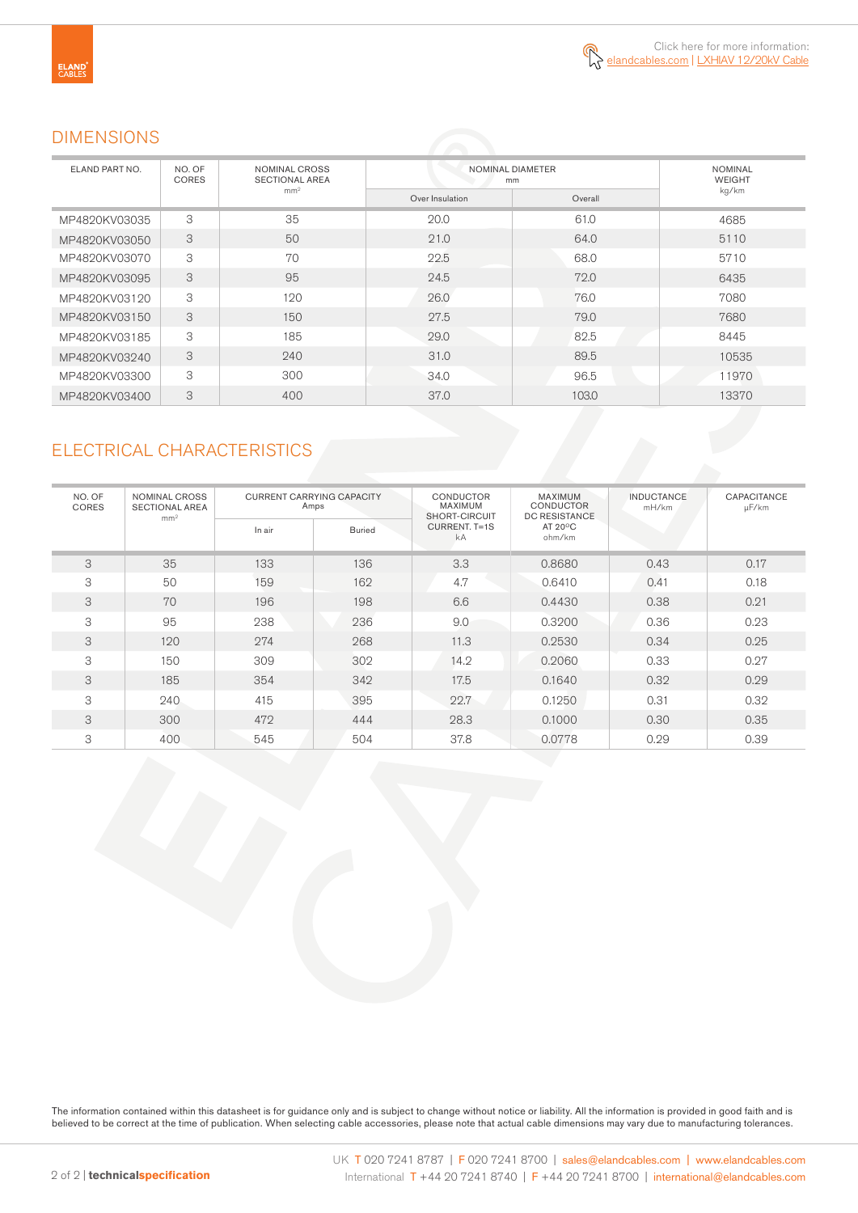Click here for more information: elandcables.com | LXHIAV 12/20kV Cable

## DIMENSIONS

| ELAND PART NO. | NO. OF CORES | NOMINAL CROSS SECTIONAL AREA mm² | NOMINAL DIAMETER mm | | NOMINAL WEIGHT kg/km |
|---|---|---|---|---|---|
| | | | Over Insulation | Overall | |
| MP4820KV03035 | 3 | 35 | 20.0 | 61.0 | 4685 |
| MP4820KV03050 | 3 | 50 | 21.0 | 64.0 | 5110 |
| MP4820KV03070 | 3 | 70 | 22.5 | 68.0 | 5710 |
| MP4820KV03095 | 3 | 95 | 24.5 | 72.0 | 6435 |
| MP4820KV03120 | 3 | 120 | 26.0 | 76.0 | 7080 |
| MP4820KV03150 | 3 | 150 | 27.5 | 79.0 | 7680 |
| MP4820KV03185 | 3 | 185 | 29.0 | 82.5 | 8445 |
| MP4820KV03240 | 3 | 240 | 31.0 | 89.5 | 10535 |
| MP4820KV03300 | 3 | 300 | 34.0 | 96.5 | 11970 |
| MP4820KV03400 | 3 | 400 | 37.0 | 103.0 | 13370 |

## ELECTRICAL CHARACTERISTICS

| NO. OF CORES | NOMINAL CROSS SECTIONAL AREA mm² | CURRENT CARRYING CAPACITY Amps | | CONDUCTOR MAXIMUM SHORT-CIRCUIT CURRENT. T=1S kA | MAXIMUM CONDUCTOR DC RESISTANCE AT 20ºC ohm/km | INDUCTANCE mH/km | CAPACITANCE µF/km |
|---|---|---|---|---|---|---|---|
| | | In air | Buried | | | | |
| 3 | 35 | 133 | 136 | 3.3 | 0.8680 | 0.43 | 0.17 |
| 3 | 50 | 159 | 162 | 4.7 | 0.6410 | 0.41 | 0.18 |
| 3 | 70 | 196 | 198 | 6.6 | 0.4430 | 0.38 | 0.21 |
| 3 | 95 | 238 | 236 | 9.0 | 0.3200 | 0.36 | 0.23 |
| 3 | 120 | 274 | 268 | 11.3 | 0.2530 | 0.34 | 0.25 |
| 3 | 150 | 309 | 302 | 14.2 | 0.2060 | 0.33 | 0.27 |
| 3 | 185 | 354 | 342 | 17.5 | 0.1640 | 0.32 | 0.29 |
| 3 | 240 | 415 | 395 | 22.7 | 0.1250 | 0.31 | 0.32 |
| 3 | 300 | 472 | 444 | 28.3 | 0.1000 | 0.30 | 0.35 |
| 3 | 400 | 545 | 504 | 37.8 | 0.0778 | 0.29 | 0.39 |

The information contained within this datasheet is for guidance only and is subject to change without notice or liability. All the information is provided in good faith and is believed to be correct at the time of publication. When selecting cable accessories, please note that actual cable dimensions may vary due to manufacturing tolerances.

UK T 020 7241 8787 | F 020 7241 8700 | sales@elandcables.com | www.elandcables.com
International T +44 20 7241 8740 | F +44 20 7241 8700 | international@elandcables.com